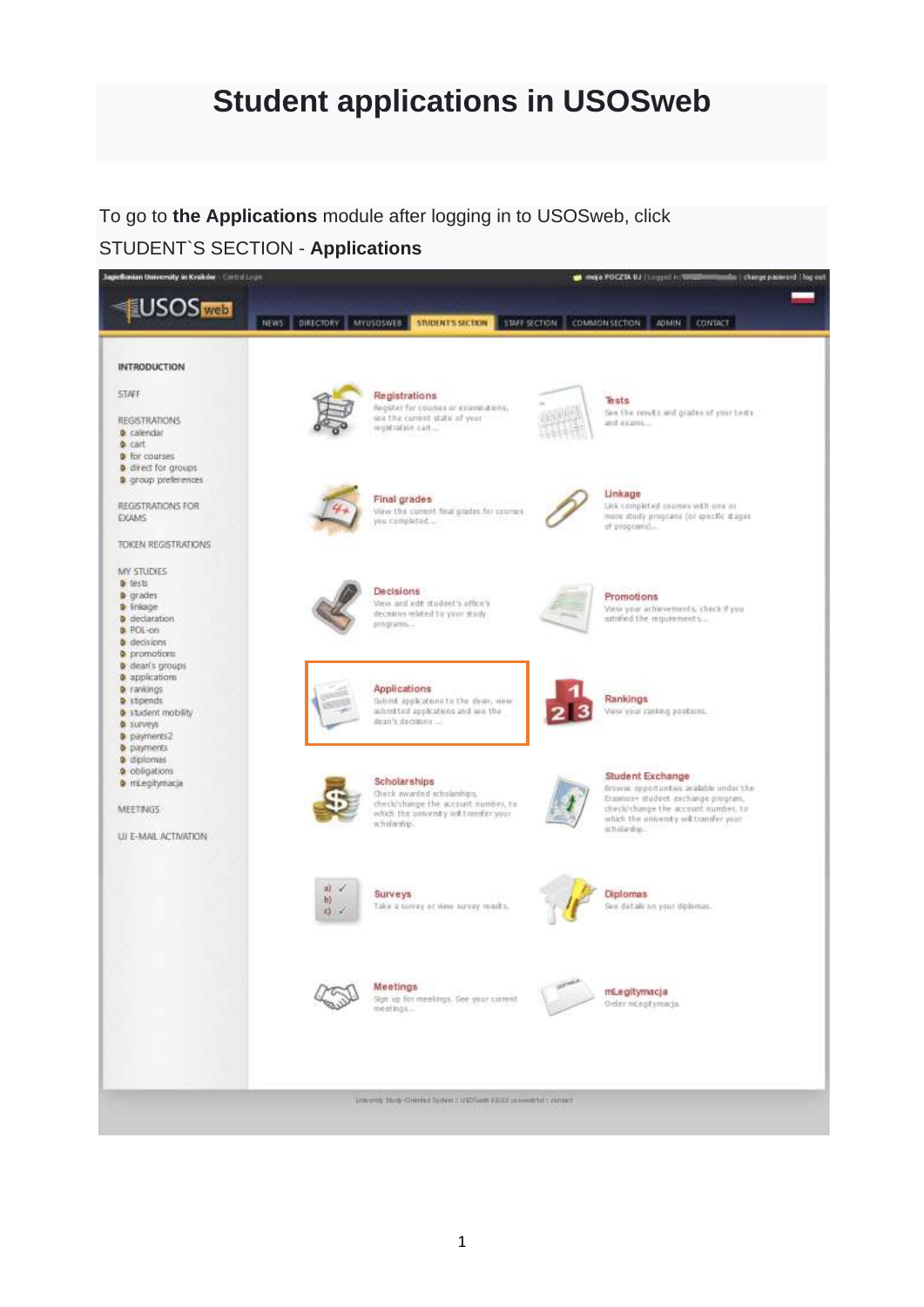# Student applications in USOSweb

To go to **the Applications** module after logging in to USOSweb, click STUDENT`S SECTION - **Applications**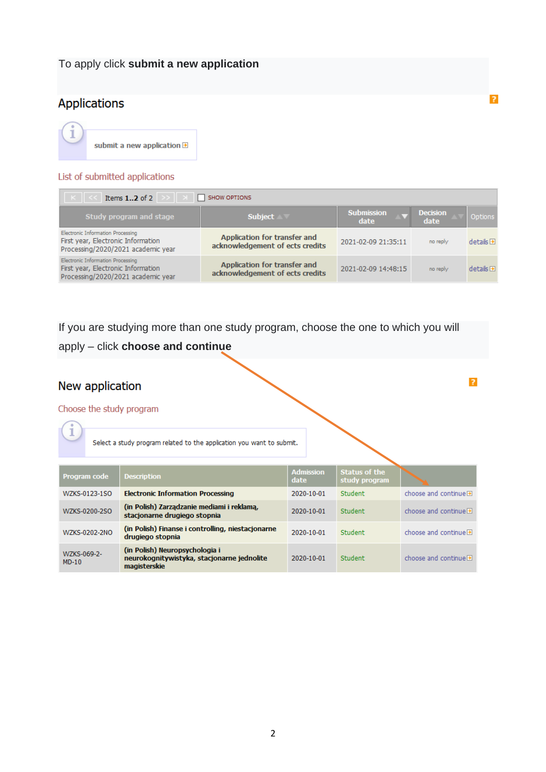To apply click **submit a new application**

## Applications

submit a new application

List of submitted applications

Items **1..2** of 2 SHOW OPTIONS

| Study program and stage | Subject | Submission date | Decision date | Options |
|---|---|---|---|---|
| Electronic Information Processing First year, Electronic Information Processing/2020/2021 academic year | Application for transfer and acknowledgement of ects credits | 2021-02-09 21:35:11 | no reply | details |
| Electronic Information Processing First year, Electronic Information Processing/2020/2021 academic year | Application for transfer and acknowledgement of ects credits | 2021-02-09 14:48:15 | no reply | details |

If you are studying more than one study program, choose the one to which you will apply – click **choose and continue**

## New application

Choose the study program

Select a study program related to the application you want to submit.

| Program code | Description | Admission date | Status of the study program | |
|---|---|---|---|---|
| WZKS-0123-1SO | Electronic Information Processing | 2020-10-01 | Student | choose and continue |
| WZKS-0200-2SO | (in Polish) Zarządzanie mediami i reklamą, stacjonarne drugiego stopnia | 2020-10-01 | Student | choose and continue |
| WZKS-0202-2NO | (in Polish) Finanse i controlling, niestacjonarne drugiego stopnia | 2020-10-01 | Student | choose and continue |
| WZKS-069-2-MD-10 | (in Polish) Neuropsychologia i neurokognitywistyka, stacjonarne jednolite magisterskie | 2020-10-01 | Student | choose and continue |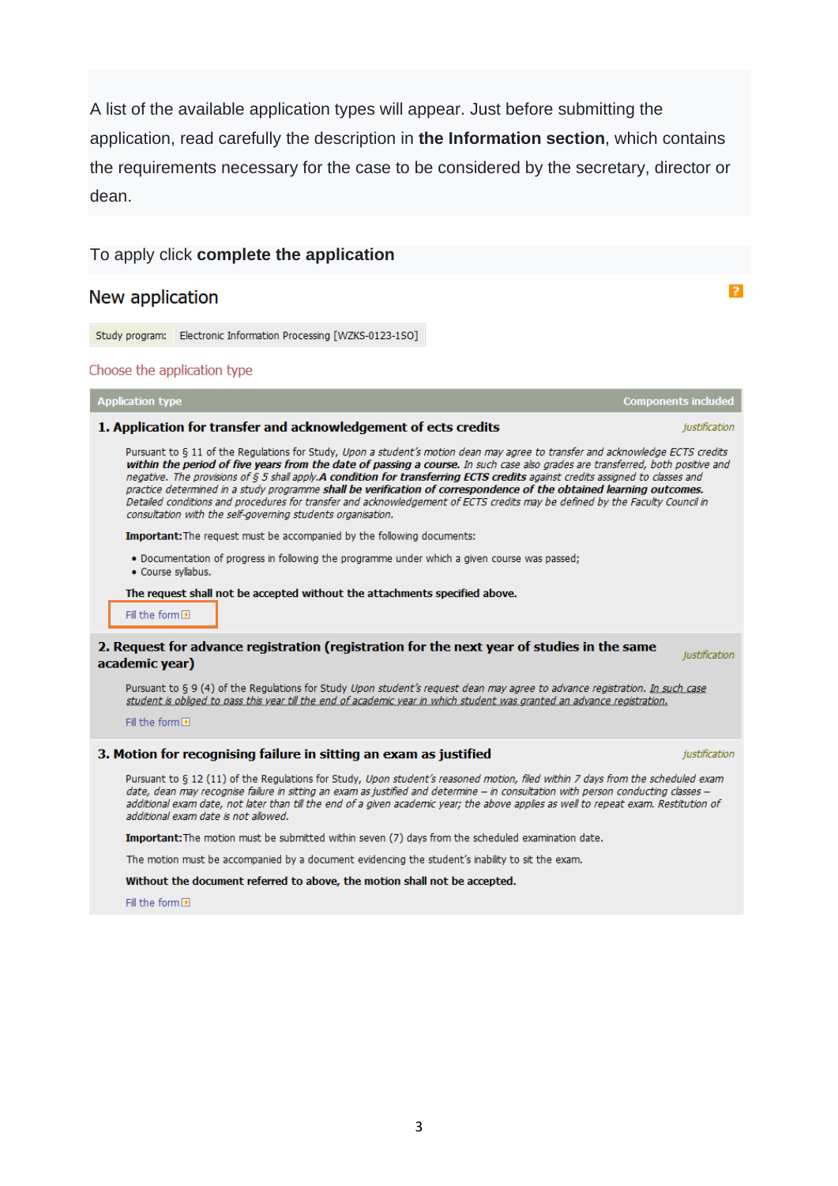A list of the available application types will appear. Just before submitting the application, read carefully the description in **the Information section**, which contains the requirements necessary for the case to be considered by the secretary, director or dean.

To apply click **complete the application**

## New application

| Study program: | Electronic Information Processing [WZKS-0123-1SO] |
|---|---|

Choose the application type

| Application type | Components included |
|---|---|

### 1. Application for transfer and acknowledgement of ects credits

*justification*

Pursuant to § 11 of the Regulations for Study, *Upon a student's motion dean may agree to transfer and acknowledge ECTS credits* ***within the period of five years from the date of passing a course.*** *In such case also grades are transferred, both positive and negative. The provisions of § 5 shall apply.* ***A condition for transferring ECTS credits*** *against credits assigned to classes and practice determined in a study programme* ***shall be verification of correspondence of the obtained learning outcomes.*** *Detailed conditions and procedures for transfer and acknowledgement of ECTS credits may be defined by the Faculty Council in consultation with the self-governing students organisation.*

**Important:** The request must be accompanied by the following documents:

- Documentation of progress in following the programme under which a given course was passed;
- Course syllabus.

**The request shall not be accepted without the attachments specified above.**

Fill the form

### 2. Request for advance registration (registration for the next year of studies in the same academic year)

*justification*

Pursuant to § 9 (4) of the Regulations for Study *Upon student's request dean may agree to advance registration. In such case student is obliged to pass this year till the end of academic year in which student was granted an advance registration.*

Fill the form

### 3. Motion for recognising failure in sitting an exam as justified

*justification*

Pursuant to § 12 (11) of the Regulations for Study, *Upon student's reasoned motion, filed within 7 days from the scheduled exam date, dean may recognise failure in sitting an exam as justified and determine – in consultation with person conducting classes – additional exam date, not later than till the end of a given academic year; the above applies as well to repeat exam. Restitution of additional exam date is not allowed.*

**Important:** The motion must be submitted within seven (7) days from the scheduled examination date.

The motion must be accompanied by a document evidencing the student's inability to sit the exam.

**Without the document referred to above, the motion shall not be accepted.**

Fill the form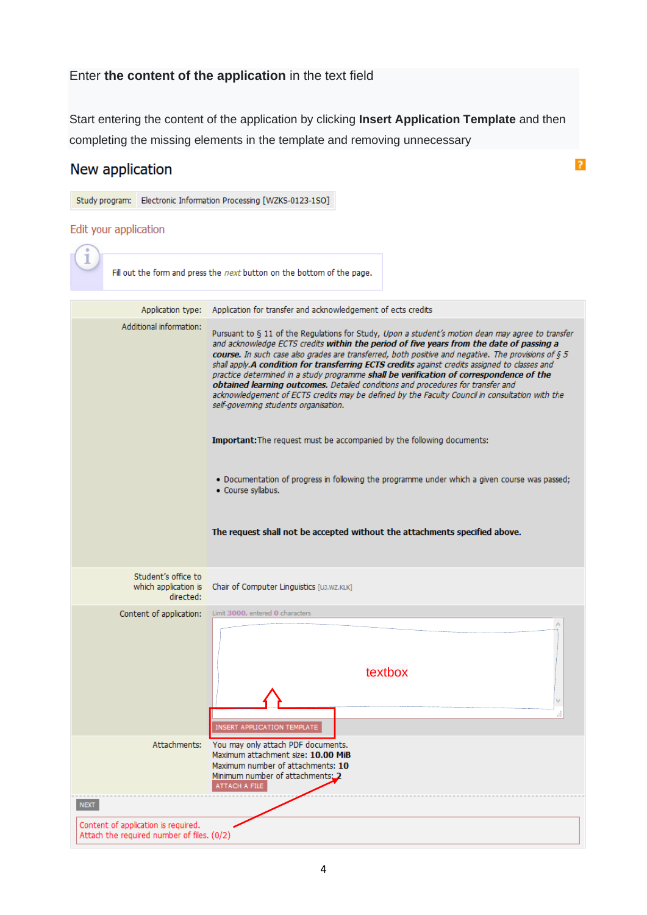Enter **the content of the application** in the text field

Start entering the content of the application by clicking **Insert Application Template** and then completing the missing elements in the template and removing unnecessary

## New application

| Study program: | Electronic Information Processing [WZKS-0123-1SO] |
|---|---|

### Edit your application

Fill out the form and press the *next* button on the bottom of the page.

| | |
|---|---|
| Application type: | Application for transfer and acknowledgement of ects credits |
| Additional information: | Pursuant to § 11 of the Regulations for Study, *Upon a student's motion dean may agree to transfer and acknowledge ECTS credits* ***within the period of five years from the date of passing a course.*** *In such case also grades are transferred, both positive and negative. The provisions of § 5 shall apply.* ***A condition for transferring ECTS credits*** *against credits assigned to classes and practice determined in a study programme* ***shall be verification of correspondence of the obtained learning outcomes.*** *Detailed conditions and procedures for transfer and acknowledgement of ECTS credits may be defined by the Faculty Council in consultation with the self-governing students organisation.*<br><br>**Important:** The request must be accompanied by the following documents:<br><br>• Documentation of progress in following the programme under which a given course was passed;<br>• Course syllabus.<br><br>**The request shall not be accepted without the attachments specified above.** |
| Student's office to which application is directed: | Chair of Computer Linguistics [UJ.WZ.KLK] |
| Content of application: | Limit 3000, entered 0 characters<br>textbox<br>INSERT APPLICATION TEMPLATE |
| Attachments: | You may only attach PDF documents.<br>Maximum attachment size: **10.00 MiB**<br>Maximum number of attachments: **10**<br>Minimum number of attachments: **2**<br>ATTACH A FILE |

NEXT

Content of application is required.
Attach the required number of files. (0/2)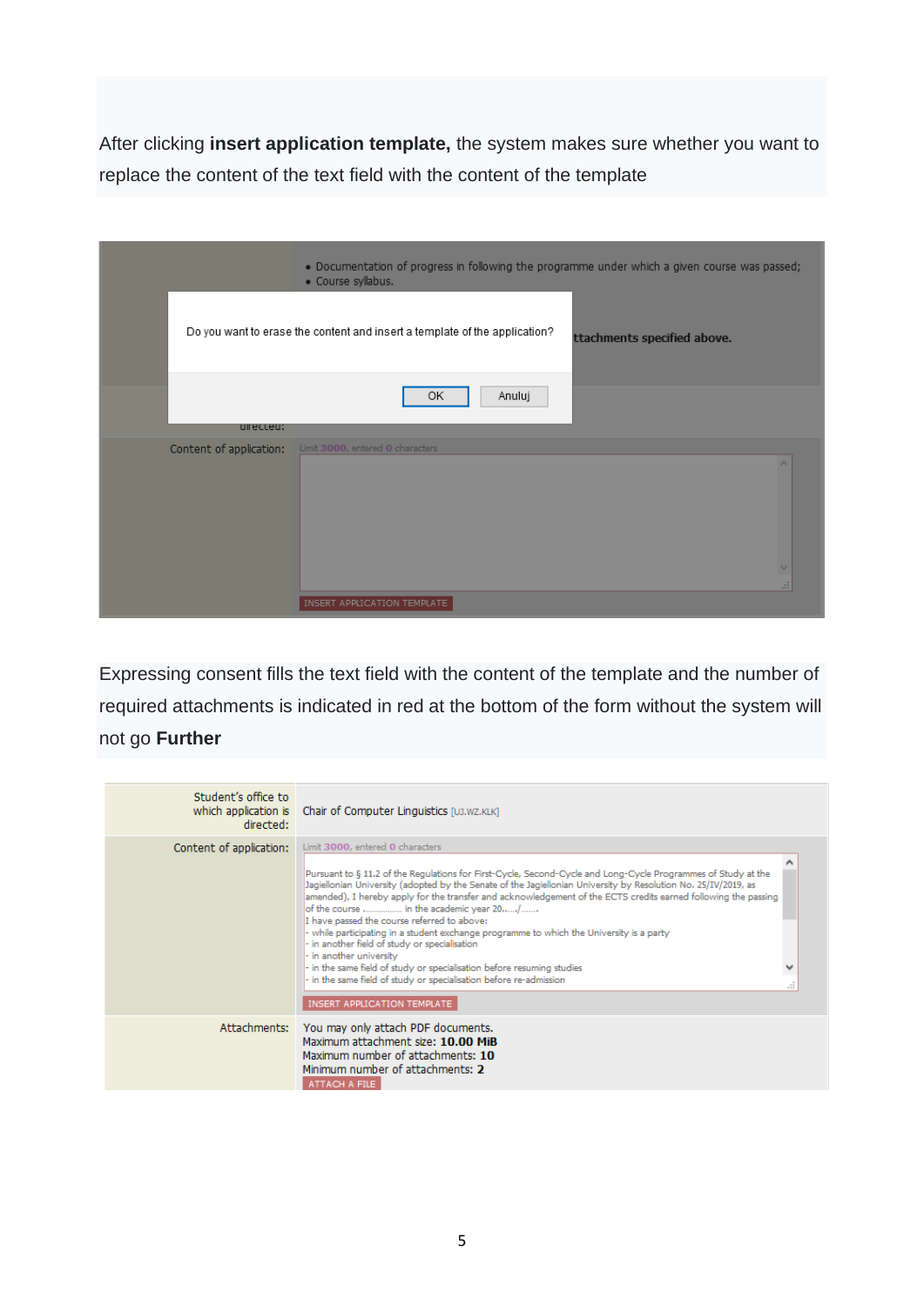After clicking **insert application template,** the system makes sure whether you want to replace the content of the text field with the content of the template

Expressing consent fills the text field with the content of the template and the number of required attachments is indicated in red at the bottom of the form without the system will not go **Further**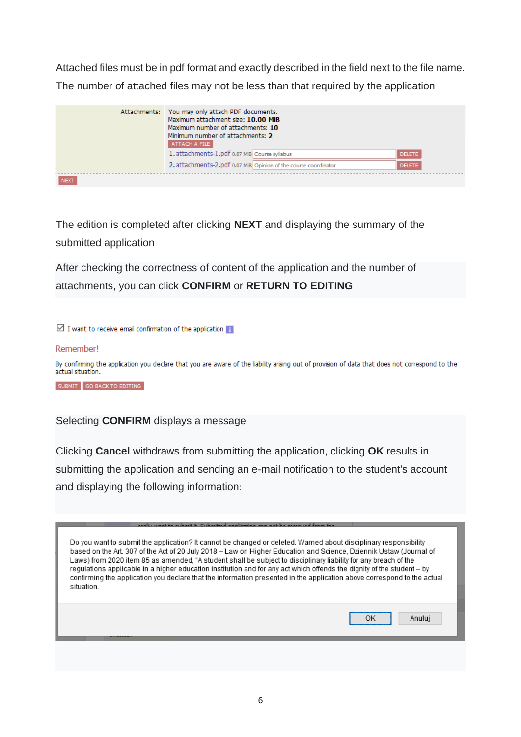Attached files must be in pdf format and exactly described in the field next to the file name. The number of attached files may not be less than that required by the application

Attachments: You may only attach PDF documents.
Maximum attachment size: **10.00 MiB**
Maximum number of attachments: **10**
Minimum number of attachments: **2**

ATTACH A FILE

1. attachments-1.pdf 0.07 MiB Course syllabus DELETE
2. attachments-2.pdf 0.07 MiB Opinion of the course coordinator DELETE

NEXT

The edition is completed after clicking **NEXT** and displaying the summary of the submitted application

After checking the correctness of content of the application and the number of attachments, you can click **CONFIRM** or **RETURN TO EDITING**

☑ I want to receive email confirmation of the application

Remember!

By confirming the application you declare that you are aware of the liability arising out of provision of data that does not correspond to the actual situation.

SUBMIT GO BACK TO EDITING

Selecting **CONFIRM** displays a message

Clicking **Cancel** withdraws from submitting the application, clicking **OK** results in submitting the application and sending an e-mail notification to the student's account and displaying the following information:

Do you want to submit the application? It cannot be changed or deleted. Warned about disciplinary responsibility based on the Art. 307 of the Act of 20 July 2018 – Law on Higher Education and Science, Dziennik Ustaw (Journal of Laws) from 2020 item 85 as amended, "A student shall be subject to disciplinary liability for any breach of the regulations applicable in a higher education institution and for any act which offends the dignity of the student – by confirming the application you declare that the information presented in the application above correspond to the actual situation.

OK Anuluj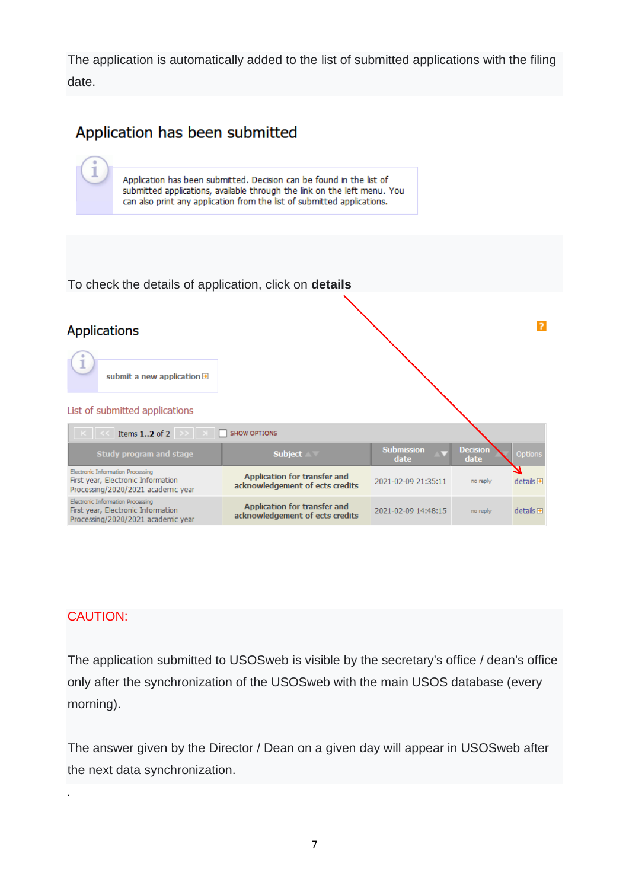The application is automatically added to the list of submitted applications with the filing date.

## Application has been submitted

Application has been submitted. Decision can be found in the list of submitted applications, available through the link on the left menu. You can also print any application from the list of submitted applications.

To check the details of application, click on **details**

## Applications

submit a new application

List of submitted applications

Items 1..2 of 2 SHOW OPTIONS

| Study program and stage | Subject | Submission date | Decision date | Options |
|---|---|---|---|---|
| Electronic Information Processing First year, Electronic Information Processing/2020/2021 academic year | Application for transfer and acknowledgement of ects credits | 2021-02-09 21:35:11 | no reply | details |
| Electronic Information Processing First year, Electronic Information Processing/2020/2021 academic year | Application for transfer and acknowledgement of ects credits | 2021-02-09 14:48:15 | no reply | details |

CAUTION:

The application submitted to USOSweb is visible by the secretary's office / dean's office only after the synchronization of the USOSweb with the main USOS database (every morning).

The answer given by the Director / Dean on a given day will appear in USOSweb after the next data synchronization.

.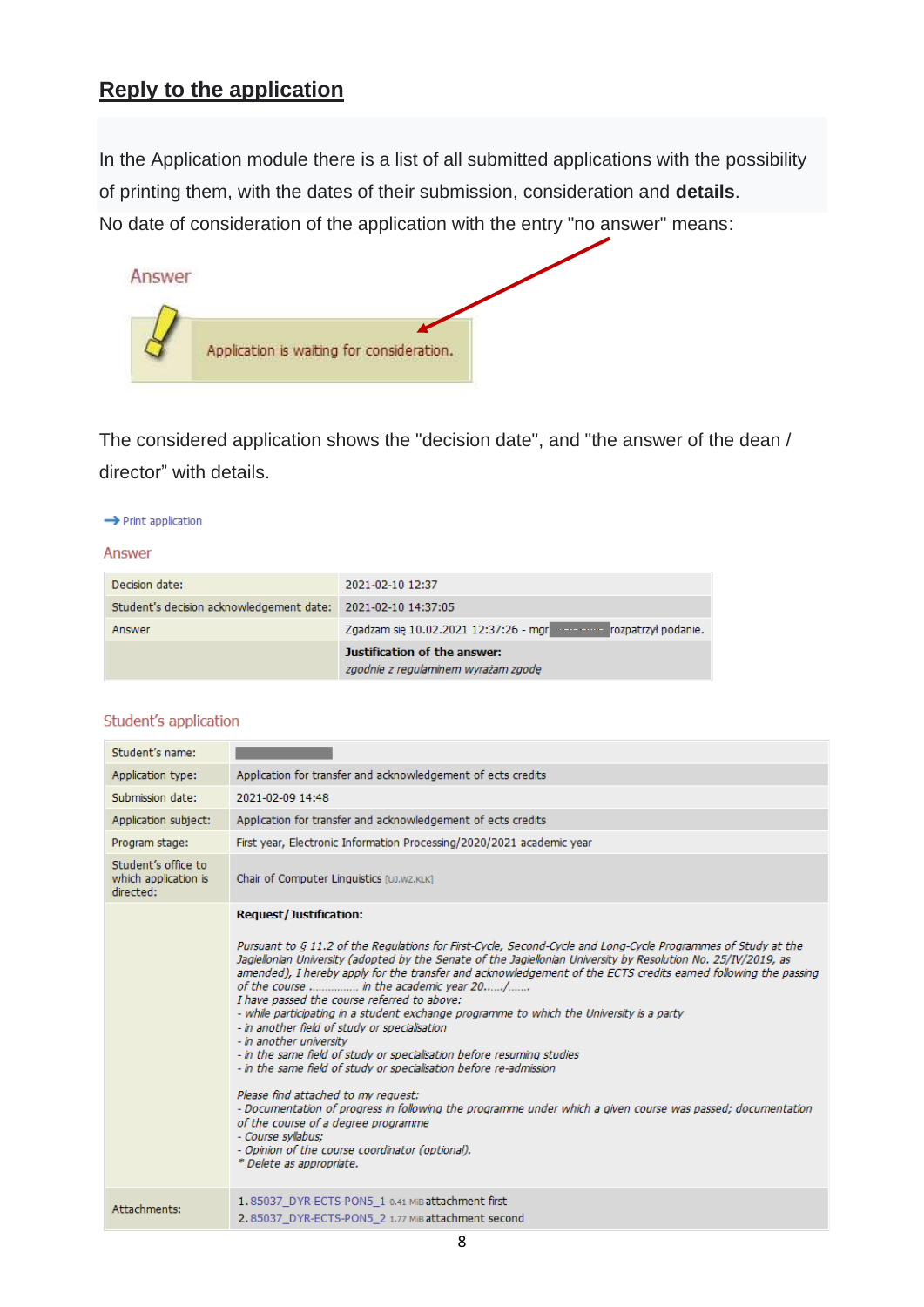## Reply to the application

In the Application module there is a list of all submitted applications with the possibility of printing them, with the dates of their submission, consideration and **details**.

No date of consideration of the application with the entry "no answer" means:

Answer

Application is waiting for consideration.

The considered application shows the "decision date", and "the answer of the dean / director" with details.

→ Print application

Answer

| | |
|---|---|
| Decision date: | 2021-02-10 12:37 |
| Student's decision acknowledgement date: | 2021-02-10 14:37:05 |
| Answer | Zgadzam się 10.02.2021 12:37:26 - mgr ▇▇▇▇ rozpatrzył podanie. |
| | **Justification of the answer:** *zgodnie z regulaminem wyrażam zgodę* |

Student's application

| | |
|---|---|
| Student's name: | ▇▇▇▇ |
| Application type: | Application for transfer and acknowledgement of ects credits |
| Submission date: | 2021-02-09 14:48 |
| Application subject: | Application for transfer and acknowledgement of ects credits |
| Program stage: | First year, Electronic Information Processing/2020/2021 academic year |
| Student's office to which application is directed: | Chair of Computer Linguistics [UJ.WZ.KLK] |
| | **Request/Justification:** *Pursuant to § 11.2 of the Regulations for First-Cycle, Second-Cycle and Long-Cycle Programmes of Study at the Jagiellonian University (adopted by the Senate of the Jagiellonian University by Resolution No. 25/IV/2019, as amended), I hereby apply for the transfer and acknowledgement of the ECTS credits earned following the passing of the course ............... in the academic year 20....../.......* *I have passed the course referred to above:* *- while participating in a student exchange programme to which the University is a party* *- in another field of study or specialisation* *- in another university* *- in the same field of study or specialisation before resuming studies* *- in the same field of study or specialisation before re-admission* *Please find attached to my request:* *- Documentation of progress in following the programme under which a given course was passed; documentation of the course of a degree programme* *- Course syllabus;* *- Opinion of the course coordinator (optional).* *\* Delete as appropriate.* |
| Attachments: | 1. 85037_DYR-ECTS-PON5_1 0.41 MiB attachment first 2. 85037_DYR-ECTS-PON5_2 1.77 MiB attachment second |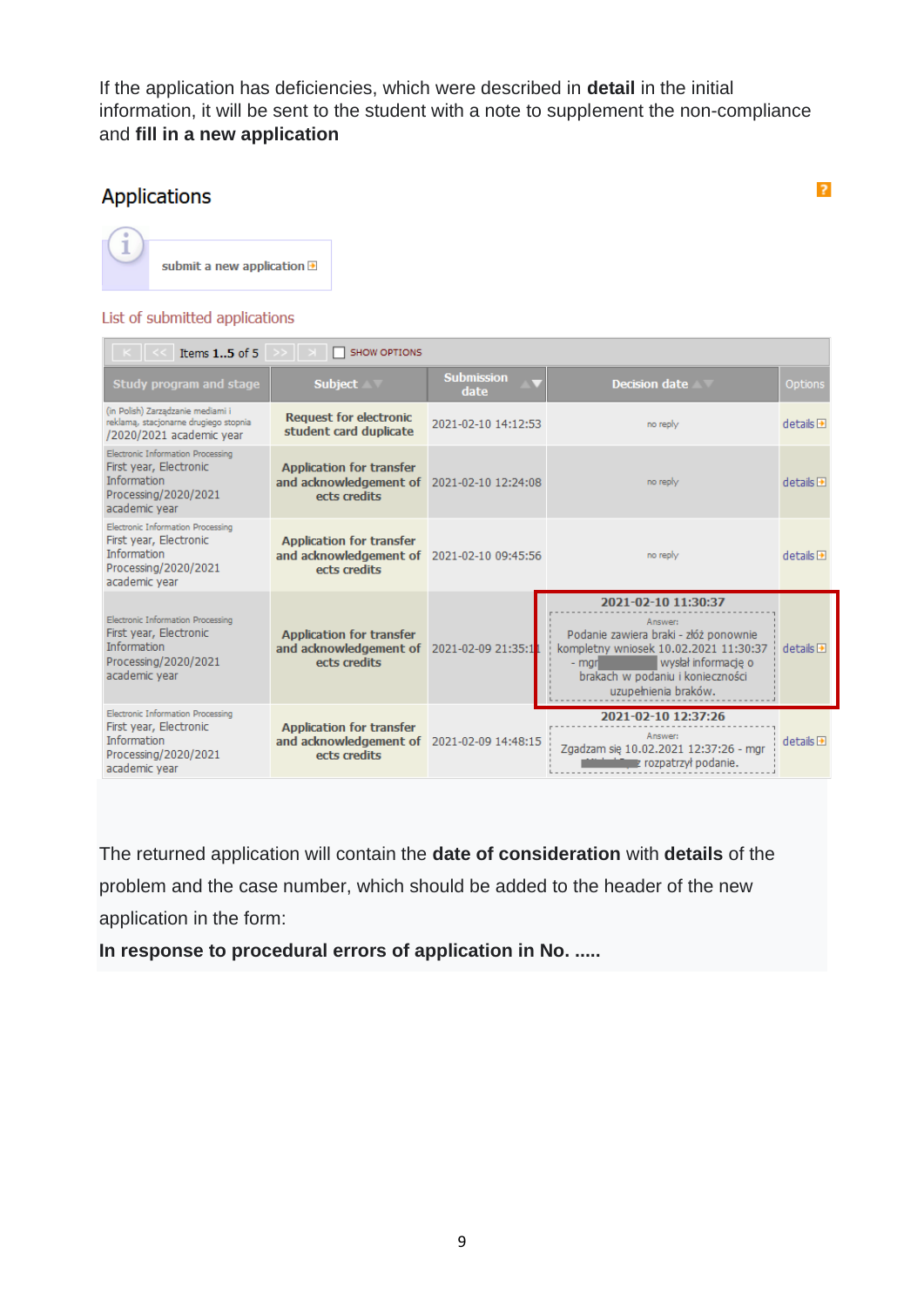If the application has deficiencies, which were described in **detail** in the initial information, it will be sent to the student with a note to supplement the non-compliance and **fill in a new application**

## Applications

submit a new application

List of submitted applications

Items **1..5** of 5 SHOW OPTIONS

| Study program and stage | Subject | Submission date | Decision date | Options |
|---|---|---|---|---|
| (in Polish) Zarządzanie mediami i reklamą, stacjonarne drugiego stopnia /2020/2021 academic year | **Request for electronic student card duplicate** | 2021-02-10 14:12:53 | no reply | details |
| Electronic Information Processing First year, Electronic Information Processing/2020/2021 academic year | **Application for transfer and acknowledgement of ects credits** | 2021-02-10 12:24:08 | no reply | details |
| Electronic Information Processing First year, Electronic Information Processing/2020/2021 academic year | **Application for transfer and acknowledgement of ects credits** | 2021-02-10 09:45:56 | no reply | details |
| Electronic Information Processing First year, Electronic Information Processing/2020/2021 academic year | **Application for transfer and acknowledgement of ects credits** | 2021-02-09 21:35:11 | **2021-02-10 11:30:37** Answer: Podanie zawiera braki - złóż ponownie kompletny wniosek 10.02.2021 11:30:37 - mgr wysłał informację o brakach w podaniu i konieczności uzupełnienia braków. | details |
| Electronic Information Processing First year, Electronic Information Processing/2020/2021 academic year | **Application for transfer and acknowledgement of ects credits** | 2021-02-09 14:48:15 | **2021-02-10 12:37:26** Answer: Zgadzam się 10.02.2021 12:37:26 - mgr rozpatrzył podanie. | details |

The returned application will contain the **date of consideration** with **details** of the problem and the case number, which should be added to the header of the new application in the form:

**In response to procedural errors of application in No. .....**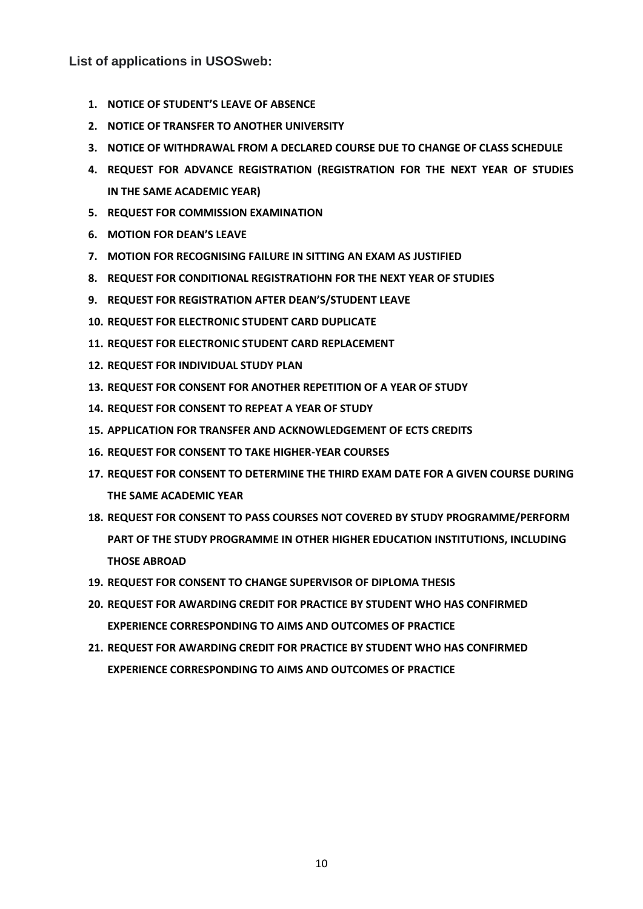**List of applications in USOSweb:**

1. **NOTICE OF STUDENT'S LEAVE OF ABSENCE**
2. **NOTICE OF TRANSFER TO ANOTHER UNIVERSITY**
3. **NOTICE OF WITHDRAWAL FROM A DECLARED COURSE DUE TO CHANGE OF CLASS SCHEDULE**
4. **REQUEST FOR ADVANCE REGISTRATION (REGISTRATION FOR THE NEXT YEAR OF STUDIES IN THE SAME ACADEMIC YEAR)**
5. **REQUEST FOR COMMISSION EXAMINATION**
6. **MOTION FOR DEAN'S LEAVE**
7. **MOTION FOR RECOGNISING FAILURE IN SITTING AN EXAM AS JUSTIFIED**
8. **REQUEST FOR CONDITIONAL REGISTRATIOHN FOR THE NEXT YEAR OF STUDIES**
9. **REQUEST FOR REGISTRATION AFTER DEAN'S/STUDENT LEAVE**
10. **REQUEST FOR ELECTRONIC STUDENT CARD DUPLICATE**
11. **REQUEST FOR ELECTRONIC STUDENT CARD REPLACEMENT**
12. **REQUEST FOR INDIVIDUAL STUDY PLAN**
13. **REQUEST FOR CONSENT FOR ANOTHER REPETITION OF A YEAR OF STUDY**
14. **REQUEST FOR CONSENT TO REPEAT A YEAR OF STUDY**
15. **APPLICATION FOR TRANSFER AND ACKNOWLEDGEMENT OF ECTS CREDITS**
16. **REQUEST FOR CONSENT TO TAKE HIGHER-YEAR COURSES**
17. **REQUEST FOR CONSENT TO DETERMINE THE THIRD EXAM DATE FOR A GIVEN COURSE DURING THE SAME ACADEMIC YEAR**
18. **REQUEST FOR CONSENT TO PASS COURSES NOT COVERED BY STUDY PROGRAMME/PERFORM PART OF THE STUDY PROGRAMME IN OTHER HIGHER EDUCATION INSTITUTIONS, INCLUDING THOSE ABROAD**
19. **REQUEST FOR CONSENT TO CHANGE SUPERVISOR OF DIPLOMA THESIS**
20. **REQUEST FOR AWARDING CREDIT FOR PRACTICE BY STUDENT WHO HAS CONFIRMED EXPERIENCE CORRESPONDING TO AIMS AND OUTCOMES OF PRACTICE**
21. **REQUEST FOR AWARDING CREDIT FOR PRACTICE BY STUDENT WHO HAS CONFIRMED EXPERIENCE CORRESPONDING TO AIMS AND OUTCOMES OF PRACTICE**